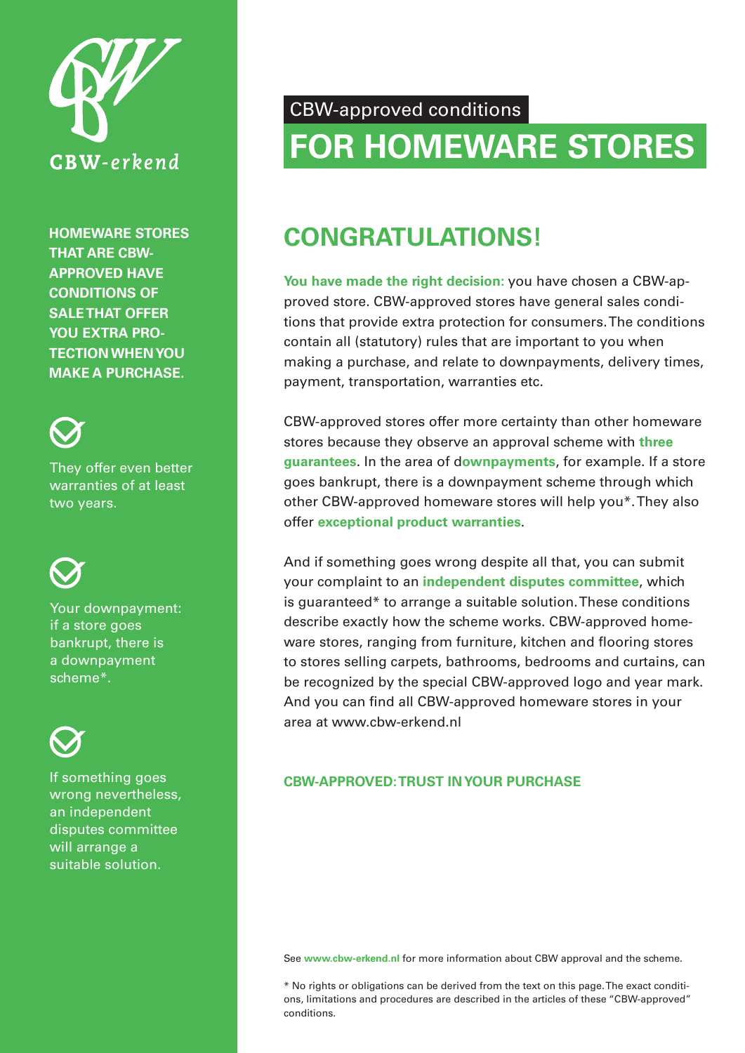CBW-erkend

**HOMEWARE STORES THAT ARE CBW-APPROVED HAVE CONDITIONS OF SALE THAT OFFER YOU EXTRA PROTECTION WHEN YOU MAKE A PURCHASE.**

They offer even better warranties of at least two years.

Your downpayment: if a store goes bankrupt, there is a downpayment scheme*.

If something goes wrong nevertheless, an independent disputes committee will arrange a suitable solution.

CBW-approved conditions

# FOR HOMEWARE STORES

## CONGRATULATIONS!

**You have made the right decision:** you have chosen a CBW-approved store. CBW-approved stores have general sales conditions that provide extra protection for consumers. The conditions contain all (statutory) rules that are important to you when making a purchase, and relate to downpayments, delivery times, payment, transportation, warranties etc.

CBW-approved stores offer more certainty than other homeware stores because they observe an approval scheme with **three guarantees**. In the area of d**ownpayments**, for example. If a store goes bankrupt, there is a downpayment scheme through which other CBW-approved homeware stores will help you*. They also offer **exceptional product warranties**.

And if something goes wrong despite all that, you can submit your complaint to an **independent disputes committee**, which is guaranteed* to arrange a suitable solution. These conditions describe exactly how the scheme works. CBW-approved homeware stores, ranging from furniture, kitchen and flooring stores to stores selling carpets, bathrooms, bedrooms and curtains, can be recognized by the special CBW-approved logo and year mark. And you can find all CBW-approved homeware stores in your area at www.cbw-erkend.nl

**CBW-APPROVED: TRUST IN YOUR PURCHASE**

See **www.cbw-erkend.nl** for more information about CBW approval and the scheme.

* No rights or obligations can be derived from the text on this page. The exact conditions, limitations and procedures are described in the articles of these "CBW-approved" conditions.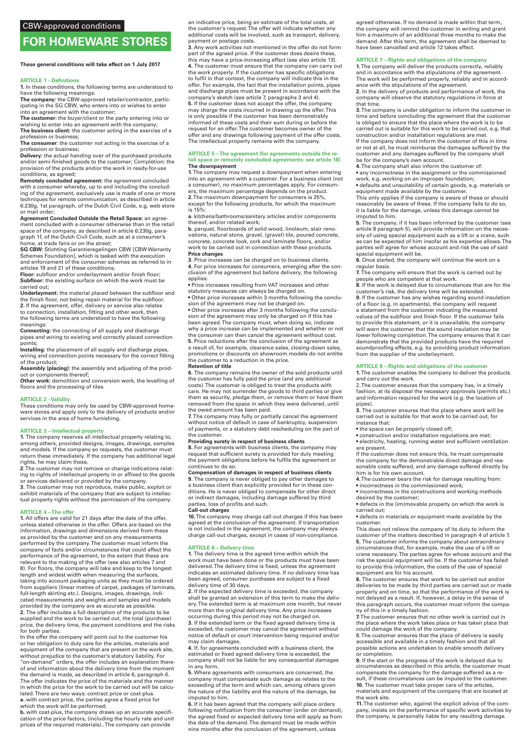CBW-approved conditions

# FOR HOMEWARE STORES

**These general conditions will take effect on 1 July 2017**

### ARTICLE 1 - Definitions

**1.** In these conditions, the following terms are understood to have the following meanings:

**The company:** the CBW-approved retailer/contractor, participating in the SG CBW, who enters into or wishes to enter into an agreement with the customer;

**The customer:** the buyer/client or the party entering into or wishing to enter into an agreement with the company;

**The business client:** the customer acting in the exercise of a profession or business;

**The consumer:** the customer not acting in the exercise of a profession or business;

**Delivery:** the actual handing over of the purchased products and/or semi-finished goods to the customer; Completion: the provision of the products and/or the work in ready-for-use conditions, as agreed;

**Remotely concluded agreement:** the agreement concluded with a consumer whereby, up to and including the concluding of the agreement, exclusively use is made of one or more techniques for remote communication, as described in article 6:230g, 1st paragraph, of the Dutch Civil Code, e.g. web store or mail order;

**Agreement Concluded Outside the Retail Space:** an agreement concluded with a consumer otherwise than in the retail space of the company, as described in article 6:230g, paragraph 1f, of the Dutch Civil Code, such as at a consumer's home, at trade fairs or on the street;

**SG CBW:** Stichting Garantieregelingen CBW [CBW Warranty Schemes Foundation], which is tasked with the execution and enforcement of the consumer schemes as referred to in articles 19 and 21 of these conditions;

**Floor:** subfloor and/or underlayment and/or finish floor;

**Subfloor:** the existing surface on which the work must be carried out;

**Underlayment:** the material placed between the subfloor and the finish floor, not being repair material for the subfloor.

**2.** If the agreement, offer, delivery or service also relates to connection, installation, fitting and other work, then the following terms are understood to have the following meanings:

**Connecting:** the connecting of all supply and discharge pipes and wiring to existing and correctly placed connection points;

**Installing:** the placement of all supply and discharge pipes, wiring and connection points necessary for the correct fitting of the product;

**Assembly (placing):** the assembly and adjusting of the product or components thereof;

**Other work:** demolition and conversion work, the levelling of floors and the processing of tiles.

### ARTICLE 2 - Validity

These conditions may only be used by CBW-approved homeware stores and apply only to the delivery of products and/or services in the area of home furnishing.

### ARTICLE 3 – Intellectual property

**1.** The company reserves all intellectual property relating to, among others, provided designs, images, drawings, samples and models. If the company so requests, the customer must return these immediately. If the company has additional legal rights, he may claim these.

**2.** The customer may not remove or change indications relating to rights of intellectual property in or affixed to the goods or services delivered or provided by the company.

**3.** The customer may not reproduce, make public, exploit or exhibit materials of the company that are subject to intellectual property rights without the permission of the company.

### ARTICLE 4 – The offer

**1.** All offers are valid for 21 days after the date of the offer, unless stated otherwise in the offer. Offers are based on the information, drawings and dimensions derived from these as provided by the customer and on any measurements performed by the company. The customer must inform the company of facts and/or circumstances that could affect the performance of the agreement, to the extent that these are relevant to the making of the offer (see also articles 7 and 8). For floors, the company will take and keep to the longest length and widest width when measuring the surfaces, taking into account packaging units as they must be ordered from suppliers (linear metres of carpet, packages of laminate, full-length skirting etc.). Designs, images, drawings, indicated measurements and weights and samples and models provided by the company are as accurate as possible.

**2.** The offer includes a full description of the products to be supplied and the work to be carried out, the total (purchase) price, the delivery time, the payment conditions and the risks for both parties.

In the offer the company will point out to the customer his or her obligation to duly care for the articles, materials and equipment of the company that are present on the work site, without prejudice to the customer's statutory liability. For "on-demand" orders, the offer includes an explanation thereof and information about the delivery time from the moment the demand is made, as described in article 6, paragraph 6. The offer indicates the price of the materials and the manner in which the price for the work to be carried out will be calculated. There are two ways: contract price or cost-plus.

**a.** with contract price, the parties agree a fixed price for which the work will be performed;

**b.** with cost-plus, the company draws up an accurate specification of the price factors, (including the hourly rate and unit prices of the required materials).. The company can provide an indicative price, being an estimate of the total costs, at the customer's request. The offer will indicate whether any additional costs will be involved, such as transport, delivery, payment or postage costs.

**3.** Any work activities not mentioned in the offer do not form part of the agreed price. If the customer does desire these, this may have a price-increasing effect (see also article 13).

**4.** The customer must ensure that the company can carry out the work properly. If the customer has specific obligations to fulfil in that context, the company will indicate this in the offer. For example, the fact that the installation points, pipes and discharge pipes must be present in accordance with the company's sketch (see article 7, paragraphs 3 and 4).

**5.** If the customer does not accept the offer, the company may charge the costs incurred in drawing up the offer. This is only possible if the customer has been demonstrably informed of these costs and their sum during or before the request for an offer. The customer becomes owner of the offer and any drawings following payment of the offer costs. The intellectual property remains with the company.

### ARTICLE 5 – The agreement (for agreements outside the retail space or remotely concluded agreements: see article 18)

**The downpayment**

**1.** The company may request a downpayment when entering into an agreement with a customer. For a business client (not a consumer), no maximum percentages apply. For consumers, the maximum percentage depends on the product.

**2.** The maximum downpayment for consumers is 25%, except for the following products, for which the maximum is 15%:

**a.** kitchens/bathrooms/sanitary articles and/or components thereof, and/or related work;

**b.** parquet, floorboards of solid wood, linoleum, stair renovations, natural stone, gravel, (gravel) tile, poured concrete, concrete, concrete look, cork and laminate floors, and/or work to be carried out in connection with these products.

**Price changes**

**3.** Price increases can be charged on to business clients.

**4.** For price increases for consumers, emerging after the conclusion of the agreement but before delivery, the following applies:

- Price increases resulting from VAT increases and other statutory measures can always be charged on.
- Other price increases within 3 months following the conclusion of the agreement may not be charged on.
- Other price increases after 3 months following the conclusion of the agreement may only be charged on if this has been agreed. The company must, when doing so, indicate why a price increase can be implemented and whether or not the consumer can then cancel the agreement without cost.

**5.** Price reductions after the conclusion of the agreement as a result of, for example, clearance sales, closing-down sales, promotions or discounts on showroom models do not entitle the customer to a reduction in the price.

**Retention of title**

**6.** The company remains the owner of the sold products until the customer has fully paid the price (and any additional costs). The customer is obliged to treat the products with care. He may not surrender the goods to third parties or give them as security, pledge them, or remove them or have them removed from the space in which they were delivered, until the owed amount has been paid.

**7.** The company may fully or partially cancel the agreement without notice of default in case of bankruptcy, suspension of payments, or a statutory debt rescheduling on the part of the customer.

**Providing surety in respect of business clients**

**8.** For agreements with business clients, the company may request that sufficient surety is provided for duly meeting the payment obligations before he fulfils the agreement or continues to do so.

**Compensation of damages in respect of business clients**

**9.** The company is never obliged to pay other damages to a business client than explicitly provided for in these conditions. He is never obliged to compensate for other direct or indirect damages, including damage suffered by third parties, loss of profits and such.

**Call-out charges**

**10.** The company may charge call-out charges if this has been agreed at the conclusion of the agreement. If transportation is not included in the agreement, the company may always charge call-out charges, except in cases of non-compliance.

### ARTICLE 6 – Delivery time

**1.** The delivery time is the agreed time within which the work must have been done or the products must have been delivered. The delivery time is fixed, unless the agreement indicates an estimated delivery time. If no delivery time has been agreed, consumer purchases are subject to a fixed delivery time of 30 days.

**2.** If the expected delivery time is exceeded, the company shall be granted an extension of this term to make the delivery. The extended term is at maximum one month, but never more than the original delivery time. Any price increases occurring during this period may not be charged on.

**3.** If the extended term or the fixed agreed delivery time is exceeded, the customer may cancel the agreement without notice of default or court intervention being required and/or may claim damages.

**4.** If, for agreements concluded with a business client, the estimated or fixed agreed delivery time is exceeded, the company shall not be liable for any consequential damages in any form.

**5.** Where agreements with consumers are concerned, the company must compensate such damage as relates to the exceeding of the term and which can, among others given the nature of the liability and the nature of the damage, be imputed to him.

**6.** If it has been agreed that the company will place orders following notification from the consumer (order on demand), the agreed fixed or expected delivery time will apply as from the date of the demand. The demand must be made within nine months after the conclusion of the agreement, unless agreed otherwise. If no demand is made within that term, the company will remind the customer in writing and grant him a maximum of an additional three months to make the demand. After this term, the agreement shall be deemed to have been cancelled and article 12 takes effect.

### ARTICLE 7 – Rights and obligations of the company

**1.** The company will deliver the products correctly, reliably and in accordance with the stipulations of the agreement. The work will be performed properly, reliably and in accordance with the stipulations of the agreement.

**2.** In the delivery of products and performance of work, the company will observe the statutory regulations in force at that time.

**3.** The company is under obligation to inform the customer in time and before concluding the agreement that the customer is obliged to ensure that the place where the work is to be carried out is suitable for this work to be carried out, e.g. that construction and/or installation regulations are met.

If the company does not inform the customer of this in time or not at all, he must reimburse the damages suffered by the customer and any damages suffered by the company shall be for the company's own account.

**4.** The company shall also inform the customer of:

- any incorrectness in the assignment or the commissioned work, e.g. working on an improper foundation;
- defaults and unsuitability of certain goods, e.g. materials or equipment made available by the customer.

This only applies if the company is aware of these or should reasonably be aware of these. If the company fails to do so, it is liable for the damage, unless this damage cannot be imputed to him.

**5.** The company, if it has been informed by the customer (see article 8 paragraph 5), will provide information on the necessity of using special equipment such as a lift or a crane, such as can be expected of him insofar as his expertise allows. The parties will agree for whose account and risk the use of said special equipment will be.

**6.** Once started, the company will continue the work on a regular basis.

**7.** The company will ensure that the work is carried out by people who are competent at that work.

**8.** If the work is delayed due to circumstances that are for the customer's risk, the delivery time will be extended.

**9.** If the customer has any wishes regarding sound insulation of a floor (e.g. in apartments), the company will request a statement from the customer indicating the measured values of the subfloor and finish floor. If the customer fails to provide this statement, or it is unavailable, the company will warn the customer that the sound insulation may be lower following completion. The company ensures that it can demonstrate that the provided products have the required soundproofing effects, e.g. by providing product information from the supplier of the underlayment.

### ARTICLE 8 – Rights and obligations of the customer

**1.** The customer enables the company to deliver the products and carry out the work.

**2.** The customer ensures that the company has, in a timely fashion, at its disposal the necessary approvals (permits etc.) and information required for the work (e.g. the location of pipes).

**3.** The customer ensures that the place where work will be carried out is suitable for that work to be carried out, for instance that:

- the space can be properly closed off;
- construction and/or installation regulations are met;
- electricity, heating, running water and sufficient ventilation are present.

If the customer does not ensure this, he must compensate the company for the demonstrable direct damage and reasonable costs suffered, and any damage suffered directly by him is for his own account.

**4.** The customer bears the risk for damage resulting from:

- incorrectness in the commissioned work;
- incorrectness in the constructions and working methods desired by the customer;
- defects in the (im)movable property on which the work is carried out;
- defects in materials or equipment made available by the customer.

This does not relieve the company of its duty to inform the customer of the matters described in paragraph 4 of article 7.

**5.** The customer informs the company about extraordinary circumstances that, for example, make the use of a lift or crane necessary. The parties agree for whose account and the risk the special equipment will be. If the customer has failed to provide this information, the costs of the use of special equipment are for his account.

**6.** The customer ensures that work to be carried out and/or deliveries to be made by third parties are carried out or made properly and on time, so that the performance of the work is not delayed as a result. If, however, a delay in the sense of this paragraph occurs, the customer must inform the company of this in a timely fashion.

**7.** The customer ensures that no other work is carried out in the place where the work takes place or has taken place that could damage the work of the company.

**8.** The customer ensures that the place of delivery is easily accessible and available in a timely fashion and that all possible actions are undertaken to enable smooth delivery or completion.

**9.** If the start or the progress of the work is delayed due to circumstances as described in this article, the customer must compensate the company for the damage suffered as a result, if these circumstances can be imputed to the customer.

**10.** The customer must take proper care of the articles, materials and equipment of the company that are located at the work site.

**11.** The customer who, against the explicit advice of the company, insists on the performance of specific work activities by the company, is personally liable for any resulting damage.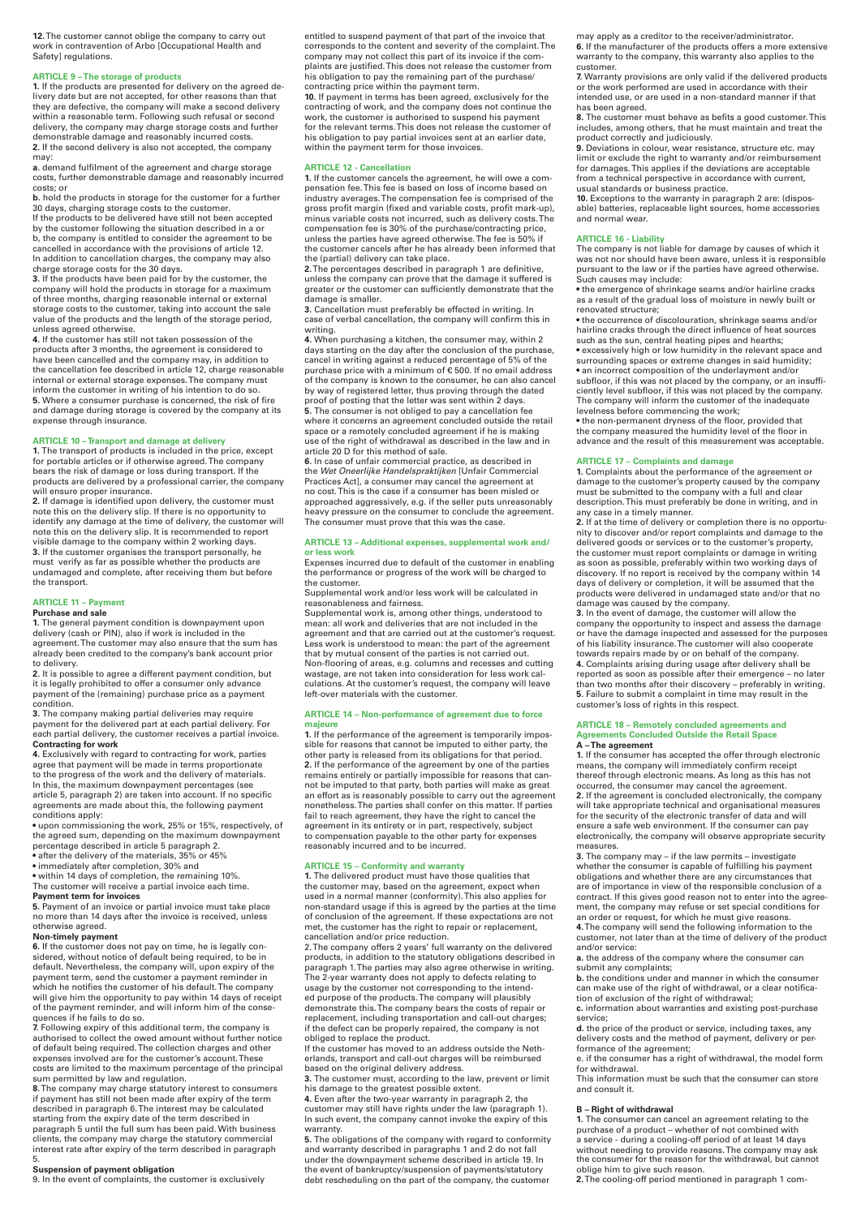**12.** The customer cannot oblige the company to carry out work in contravention of Arbo [Occupational Health and Safety] regulations.

## ARTICLE 9 – The storage of products

**1.** If the products are presented for delivery on the agreed delivery date but are not accepted, for other reasons than that they are defective, the company will make a second delivery within a reasonable term. Following such refusal or second delivery, the company may charge storage costs and further demonstrable damage and reasonably incurred costs.

**2.** If the second delivery is also not accepted, the company may:

**a.** demand fulfilment of the agreement and charge storage costs, further demonstrable damage and reasonably incurred costs; or

**b.** hold the products in storage for the customer for a further 30 days, charging storage costs to the customer.

If the products to be delivered have still not been accepted by the customer following the situation described in a or b, the company is entitled to consider the agreement to be cancelled in accordance with the provisions of article 12. In addition to cancellation charges, the company may also charge storage costs for the 30 days.

**3.** If the products have been paid for by the customer, the company will hold the products in storage for a maximum of three months, charging reasonable internal or external storage costs to the customer, taking into account the sale value of the products and the length of the storage period, unless agreed otherwise.

**4.** If the customer has still not taken possession of the products after 3 months, the agreement is considered to have been cancelled and the company may, in addition to the cancellation fee described in article 12, charge reasonable internal or external storage expenses. The company must inform the customer in writing of his intention to do so.

**5.** Where a consumer purchase is concerned, the risk of fire and damage during storage is covered by the company at its expense through insurance.

## ARTICLE 10 – Transport and damage at delivery

**1.** The transport of products is included in the price, except for portable articles or if otherwise agreed. The company bears the risk of damage or loss during transport. If the products are delivered by a professional carrier, the company will ensure proper insurance.

**2.** If damage is identified upon delivery, the customer must note this on the delivery slip. If there is no opportunity to identify any damage at the time of delivery, the customer will note this on the delivery slip. It is recommended to report visible damage to the company within 2 working days.

**3.** If the customer organises the transport personally, he must verify as far as possible whether the products are undamaged and complete, after receiving them but before the transport.

## ARTICLE 11 – Payment

**Purchase and sale**

**1.** The general payment condition is downpayment upon delivery (cash or PIN), also if work is included in the agreement. The customer may also ensure that the sum has already been credited to the company's bank account prior to delivery.

**2.** It is possible to agree a different payment condition, but it is legally prohibited to offer a consumer only advance payment of the (remaining) purchase price as a payment condition.

**3.** The company making partial deliveries may require payment for the delivered part at each partial delivery. For each partial delivery, the customer receives a partial invoice.

**Contracting for work**

**4.** Exclusively with regard to contracting for work, parties agree that payment will be made in terms proportionate to the progress of the work and the delivery of materials. In this, the maximum downpayment percentages (see article 5, paragraph 2) are taken into account. If no specific agreements are made about this, the following payment conditions apply:

- upon commissioning the work, 25% or 15%, respectively, of the agreed sum, depending on the maximum downpayment percentage described in article 5 paragraph 2.
- after the delivery of the materials, 35% or 45%
- immediately after completion, 30% and
- within 14 days of completion, the remaining 10%.

The customer will receive a partial invoice each time.

**Payment term for invoices**

**5.** Payment of an invoice or partial invoice must take place no more than 14 days after the invoice is received, unless otherwise agreed.

**Non-timely payment**

**6.** If the customer does not pay on time, he is legally considered, without notice of default being required, to be in default. Nevertheless, the company will, upon expiry of the payment term, send the customer a payment reminder in which he notifies the customer of his default. The company will give him the opportunity to pay within 14 days of receipt of the payment reminder, and will inform him of the consequences if he fails to do so.

**7.** Following expiry of this additional term, the company is authorised to collect the owed amount without further notice of default being required. The collection charges and other expenses involved are for the customer's account. These costs are limited to the maximum percentage of the principal sum permitted by law and regulation.

**8.** The company may charge statutory interest to consumers if payment has still not been made after expiry of the term described in paragraph 6. The interest may be calculated starting from the expiry date of the term described in paragraph 5 until the full sum has been paid. With business clients, the company may charge the statutory commercial interest rate after expiry of the term described in paragraph 5.

**Suspension of payment obligation**

9. In the event of complaints, the customer is exclusively entitled to suspend payment of that part of the invoice that corresponds to the content and severity of the complaint. The company may not collect this part of its invoice if the complaints are justified. This does not release the customer from his obligation to pay the remaining part of the purchase/contracting price within the payment term.

**10.** If payment in terms has been agreed, exclusively for the contracting of work, and the company does not continue the work, the customer is authorised to suspend his payment for the relevant terms. This does not release the customer of his obligation to pay partial invoices sent at an earlier date, within the payment term for those invoices.

## ARTICLE 12 - Cancellation

**1.** If the customer cancels the agreement, he will owe a compensation fee. This fee is based on loss of income based on industry averages. The compensation fee is comprised of the gross profit margin (fixed and variable costs, profit mark-up), minus variable costs not incurred, such as delivery costs. The compensation fee is 30% of the purchase/contracting price, unless the parties have agreed otherwise. The fee is 50% if the customer cancels after he has already been informed that the (partial) delivery can take place.

**2.** The percentages described in paragraph 1 are definitive, unless the company can prove that the damage it suffered is greater or the customer can sufficiently demonstrate that the damage is smaller.

**3.** Cancellation must preferably be effected in writing. In case of verbal cancellation, the company will confirm this in writing.

**4.** When purchasing a kitchen, the consumer may, within 2 days starting on the day after the conclusion of the purchase, cancel in writing against a reduced percentage of 5% of the purchase price with a minimum of € 500. If no email address of the company is known to the consumer, he can also cancel by way of registered letter, thus proving through the dated proof of posting that the letter was sent within 2 days.

**5.** The consumer is not obliged to pay a cancellation fee where it concerns an agreement concluded outside the retail space or a remotely concluded agreement if he is making use of the right of withdrawal as described in the law and in article 20 D for this method of sale.

**6.** In case of unfair commercial practice, as described in the *Wet Oneerlijke Handelspraktijken* [Unfair Commercial Practices Act], a consumer may cancel the agreement at no cost. This is the case if a consumer has been misled or approached aggressively, e.g. if the seller puts unreasonably heavy pressure on the consumer to conclude the agreement. The consumer must prove that this was the case.

## ARTICLE 13 – Additional expenses, supplemental work and/or less work

Expenses incurred due to default of the customer in enabling the performance or progress of the work will be charged to the customer.

Supplemental work and/or less work will be calculated in reasonableness and fairness.

Supplemental work is, among other things, understood to mean: all work and deliveries that are not included in the agreement and that are carried out at the customer's request. Less work is understood to mean: the part of the agreement that by mutual consent of the parties is not carried out. Non-flooring of areas, e.g. columns and recesses and cutting wastage, are not taken into consideration for less work calculations. At the customer's request, the company will leave left-over materials with the customer.

## ARTICLE 14 – Non-performance of agreement due to force majeure

**1.** If the performance of the agreement is temporarily impossible for reasons that cannot be imputed to either party, the other party is released from its obligations for that period.

**2.** If the performance of the agreement by one of the parties remains entirely or partially impossible for reasons that cannot be imputed to that party, both parties will make as great an effort as is reasonably possible to carry out the agreement nonetheless. The parties shall confer on this matter. If parties fail to reach agreement, they have the right to cancel the agreement in its entirety or in part, respectively, subject to compensation payable to the other party for expenses reasonably incurred and to be incurred.

## ARTICLE 15 – Conformity and warranty

**1.** The delivered product must have those qualities that the customer may, based on the agreement, expect when used in a normal manner (conformity). This also applies for non-standard usage if this is agreed by the parties at the time of conclusion of the agreement. If these expectations are not met, the customer has the right to repair or replacement, cancellation and/or price reduction.

2. The company offers 2 years' full warranty on the delivered products, in addition to the statutory obligations described in paragraph 1. The parties may also agree otherwise in writing. The 2-year warranty does not apply to defects relating to usage by the customer not corresponding to the intended purpose of the products. The company will plausibly demonstrate this. The company bears the costs of repair or replacement, including transportation and call-out charges; if the defect can be properly repaired, the company is not obliged to replace the product.

If the customer has moved to an address outside the Netherlands, transport and call-out charges will be reimbursed based on the original delivery address.

**3.** The customer must, according to the law, prevent or limit his damage to the greatest possible extent.

**4.** Even after the two-year warranty in paragraph 2, the customer may still have rights under the law (paragraph 1). In such event, the company cannot invoke the expiry of this warranty.

**5.** The obligations of the company with regard to conformity and warranty described in paragraphs 1 and 2 do not fall under the downpayment scheme described in article 19. In the event of bankruptcy/suspension of payments/statutory debt rescheduling on the part of the company, the customer may apply as a creditor to the receiver/administrator.

**6.** If the manufacturer of the products offers a more extensive warranty to the company, this warranty also applies to the customer.

**7.** Warranty provisions are only valid if the delivered products or the work performed are used in accordance with their intended use, or are used in a non-standard manner if that has been agreed.

**8.** The customer must behave as befits a good customer. This includes, among others, that he must maintain and treat the product correctly and judiciously.

**9.** Deviations in colour, wear resistance, structure etc. may limit or exclude the right to warranty and/or reimbursement for damages. This applies if the deviations are acceptable from a technical perspective in accordance with current, usual standards or business practice.

**10.** Exceptions to the warranty in paragraph 2 are: (disposable) batteries, replaceable light sources, home accessories and normal wear.

## ARTICLE 16 - Liability

The company is not liable for damage by causes of which it was not nor should have been aware, unless it is responsible pursuant to the law or if the parties have agreed otherwise. Such causes may include:

- the emergence of shrinkage seams and/or hairline cracks as a result of the gradual loss of moisture in newly built or renovated structure;
- the occurrence of discolouration, shrinkage seams and/or hairline cracks through the direct influence of heat sources such as the sun, central heating pipes and hearths;
- excessively high or low humidity in the relevant space and surrounding spaces or extreme changes in said humidity;
- an incorrect composition of the underlayment and/or subfloor, if this was not placed by the company, or an insufficiently level subfloor, if this was not placed by the company. The company will inform the customer of the inadequate levelness before commencing the work;
- the non-permanent dryness of the floor, provided that the company measured the humidity level of the floor in advance and the result of this measurement was acceptable.

## ARTICLE 17 – Complaints and damage

**1.** Complaints about the performance of the agreement or damage to the customer's property caused by the company must be submitted to the company with a full and clear description. This must preferably be done in writing, and in any case in a timely manner.

**2.** If at the time of delivery or completion there is no opportunity to discover and/or report complaints and damage to the delivered goods or services or to the customer's property, the customer must report complaints or damage in writing as soon as possible, preferably within two working days of discovery. If no report is received by the company within 14 days of delivery or completion, it will be assumed that the products were delivered in undamaged state and/or that no damage was caused by the company.

**3.** In the event of damage, the customer will allow the company the opportunity to inspect and assess the damage or have the damage inspected and assessed for the purposes of his liability insurance. The customer will also cooperate towards repairs made by or on behalf of the company.

**4.** Complaints arising during usage after delivery shall be reported as soon as possible after their emergence – no later than two months after their discovery – preferably in writing.

**5.** Failure to submit a complaint in time may result in the customer's loss of rights in this respect.

## ARTICLE 18 – Remotely concluded agreements and Agreements Concluded Outside the Retail Space

### A – The agreement

**1.** If the consumer has accepted the offer through electronic means, the company will immediately confirm receipt thereof through electronic means. As long as this has not occurred, the consumer may cancel the agreement.

**2.** If the agreement is concluded electronically, the company will take appropriate technical and organisational measures for the security of the electronic transfer of data and will ensure a safe web environment. If the consumer can pay electronically, the company will observe appropriate security measures.

**3.** The company may – if the law permits – investigate whether the consumer is capable of fulfilling his payment obligations and whether there are any circumstances that are of importance in view of the responsible conclusion of a contract. If this gives good reason not to enter into the agreement, the company may refuse or set special conditions for an order or request, for which he must give reasons.

**4.** The company will send the following information to the customer, not later than at the time of delivery of the product and/or service:

**a.** the address of the company where the consumer can submit any complaints;

**b.** the conditions under and manner in which the consumer can make use of the right of withdrawal, or a clear notification of exclusion of the right of withdrawal;

**c.** information about warranties and existing post-purchase service;

**d.** the price of the product or service, including taxes, any delivery costs and the method of payment, delivery or performance of the agreement;

e. if the consumer has a right of withdrawal, the model form for withdrawal.

This information must be such that the consumer can store and consult it.

### B – Right of withdrawal

**1.** The consumer can cancel an agreement relating to the purchase of a product – whether of not combined with a service - during a cooling-off period of at least 14 days without needing to provide reasons. The company may ask the consumer for the reason for the withdrawal, but cannot oblige him to give such reason.

**2.** The cooling-off period mentioned in paragraph 1 com-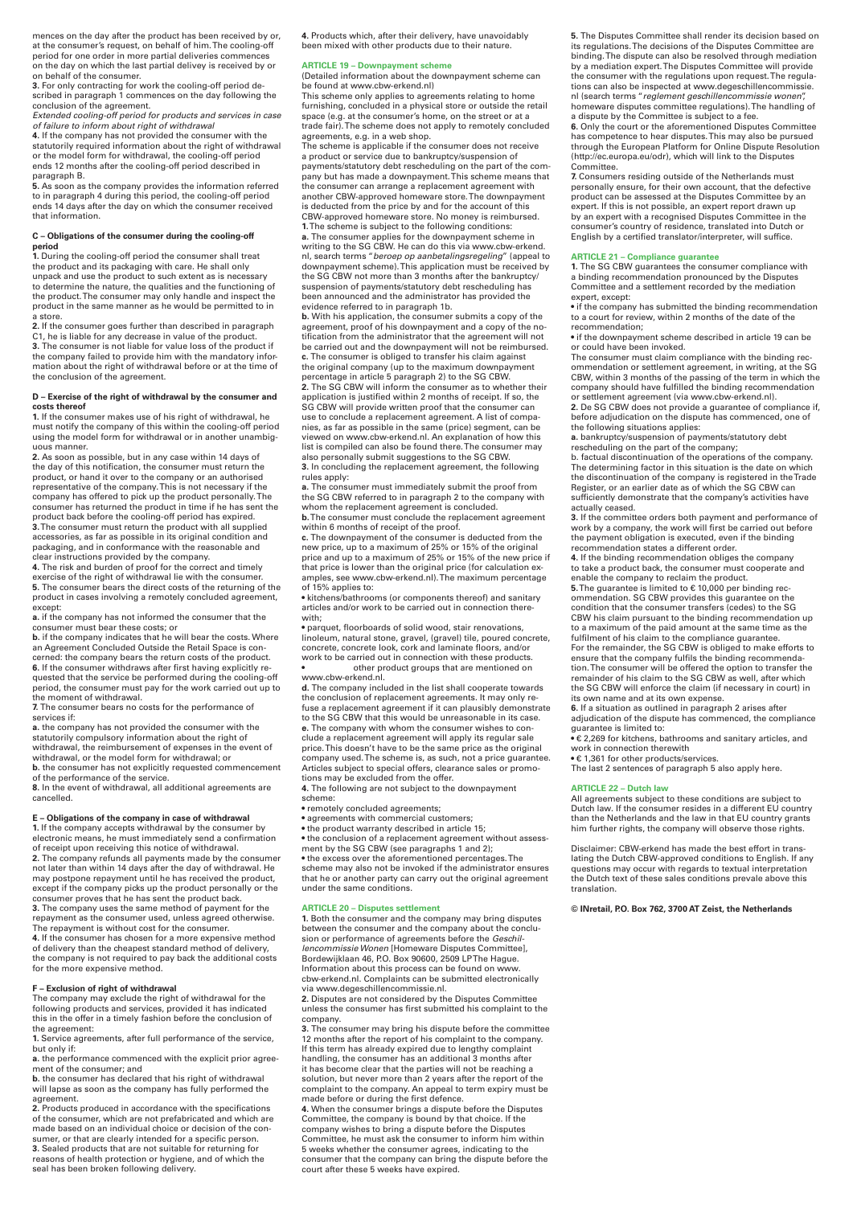mences on the day after the product has been received by or, at the consumer's request, on behalf of him. The cooling-off period for one order in more partial deliveries commences on the day on which the last partial delivery is received by or on behalf of the consumer.

**3.** For only contracting for work the cooling-off period described in paragraph 1 commences on the day following the conclusion of the agreement.

*Extended cooling-off period for products and services in case of failure to inform about right of withdrawal*

**4.** If the company has not provided the consumer with the statutorily required information about the right of withdrawal or the model form for withdrawal, the cooling-off period ends 12 months after the cooling-off period described in paragraph B.

**5.** As soon as the company provides the information referred to in paragraph 4 during this period, the cooling-off period ends 14 days after the day on which the consumer received that information.

#### C – Obligations of the consumer during the cooling-off period

**1.** During the cooling-off period the consumer shall treat the product and its packaging with care. He shall only unpack and use the product to such extent as is necessary to determine the nature, the qualities and the functioning of the product. The consumer may only handle and inspect the product in the same manner as he would be permitted to in a store.

**2.** If the consumer goes further than described in paragraph C1, he is liable for any decrease in value of the product.

**3.** The consumer is not liable for value loss of the product if the company failed to provide him with the mandatory information about the right of withdrawal before or at the time of the conclusion of the agreement.

#### D – Exercise of the right of withdrawal by the consumer and costs thereof

**1.** If the consumer makes use of his right of withdrawal, he must notify the company of this within the cooling-off period using the model form for withdrawal or in another unambiguous manner.

**2.** As soon as possible, but in any case within 14 days of the day of this notification, the consumer must return the product, or hand it over to the company or an authorised representative of the company. This is not necessary if the company has offered to pick up the product personally. The consumer has returned the product in time if he has sent the product back before the cooling-off period has expired.

**3.** The consumer must return the product with all supplied accessories, as far as possible in its original condition and packaging, and in conformance with the reasonable and clear instructions provided by the company.

**4.** The risk and burden of proof for the correct and timely exercise of the right of withdrawal lie with the consumer.

**5.** The consumer bears the direct costs of the returning of the product in cases involving a remotely concluded agreement, except:

**a.** if the company has not informed the consumer that the consumer must bear these costs; or

**b.** if the company indicates that he will bear the costs. Where an Agreement Concluded Outside the Retail Space is concerned: the company bears the return costs of the product.

**6.** If the consumer withdraws after first having explicitly requested that the service be performed during the cooling-off period, the consumer must pay for the work carried out up to the moment of withdrawal.

**7.** The consumer bears no costs for the performance of services if:

**a.** the company has not provided the consumer with the statutorily compulsory information about the right of withdrawal, the reimbursement of expenses in the event of withdrawal, or the model form for withdrawal; or

**b.** the consumer has not explicitly requested commencement of the performance of the service.

**8.** In the event of withdrawal, all additional agreements are cancelled.

#### E – Obligations of the company in case of withdrawal

**1.** If the company accepts withdrawal by the consumer by electronic means, he must immediately send a confirmation of receipt upon receiving this notice of withdrawal.

**2.** The company refunds all payments made by the consumer not later than within 14 days after the day of withdrawal. He may postpone repayment until he has received the product, except if the company picks up the product personally or the consumer proves that he has sent the product back.

**3.** The company uses the same method of payment for the repayment as the consumer used, unless agreed otherwise. The repayment is without cost for the consumer.

**4.** If the consumer has chosen for a more expensive method of delivery than the cheapest standard method of delivery, the company is not required to pay back the additional costs for the more expensive method.

#### F – Exclusion of right of withdrawal

The company may exclude the right of withdrawal for the following products and services, provided it has indicated this in the offer in a timely fashion before the conclusion of the agreement:

**1.** Service agreements, after full performance of the service, but only if:

**a.** the performance commenced with the explicit prior agreement of the consumer; and

**b.** the consumer has declared that his right of withdrawal will lapse as soon as the company has fully performed the agreement.

**2.** Products produced in accordance with the specifications of the consumer, which are not prefabricated and which are made based on an individual choice or decision of the consumer, or that are clearly intended for a specific person.

**3.** Sealed products that are not suitable for returning for reasons of health protection or hygiene, and of which the seal has been broken following delivery.

**4.** Products which, after their delivery, have unavoidably been mixed with other products due to their nature.

### ARTICLE 19 – Downpayment scheme

(Detailed information about the downpayment scheme can be found at www.cbw-erkend.nl)

This scheme only applies to agreements relating to home furnishing, concluded in a physical store or outside the retail space (e.g. at the consumer's home, on the street or at a trade fair). The scheme does not apply to remotely concluded agreements, e.g. in a web shop.

The scheme is applicable if the consumer does not receive a product or service due to bankruptcy/suspension of payments/statutory debt rescheduling on the part of the company but has made a downpayment. This scheme means that the consumer can arrange a replacement agreement with another CBW-approved homeware store. The downpayment is deducted from the price by and for the account of this CBW-approved homeware store. No money is reimbursed.

**1.** The scheme is subject to the following conditions:

**a.** The consumer applies for the downpayment scheme in writing to the SG CBW. He can do this via www.cbw-erkend.nl, search terms "*beroep op aanbetalingsregeling*" (appeal to downpayment scheme). This application must be received by the SG CBW not more than 3 months after the bankruptcy/suspension of payments/statutory debt rescheduling has been announced and the administrator has provided the evidence referred to in paragraph 1b.

**b.** With his application, the consumer submits a copy of the agreement, proof of his downpayment and a copy of the notification from the administrator that the agreement will not be carried out and the downpayment will not be reimbursed.

**c.** The consumer is obliged to transfer his claim against the original company (up to the maximum downpayment percentage in article 5 paragraph 2) to the SG CBW.

**2.** The SG CBW will inform the consumer as to whether their application is justified within 2 months of receipt. If so, the SG CBW will provide written proof that the consumer can use to conclude a replacement agreement. A list of companies, as far as possible in the same (price) segment, can be viewed on www.cbw-erkend.nl. An explanation of how this list is compiled can also be found there. The consumer may also personally submit suggestions to the SG CBW.

**3.** In concluding the replacement agreement, the following rules apply:

**a.** The consumer must immediately submit the proof from the SG CBW referred to in paragraph 2 to the company with whom the replacement agreement is concluded.

**b.** The consumer must conclude the replacement agreement within 6 months of receipt of the proof.

**c.** The downpayment of the consumer is deducted from the new price, up to a maximum of 25% or 15% of the original price and up to a maximum of 25% or 15% of the new price if that price is lower than the original price (for calculation examples, see www.cbw-erkend.nl). The maximum percentage of 15% applies to:

- kitchens/bathrooms (or components thereof) and sanitary articles and/or work to be carried out in connection therewith;
- parquet, floorboards of solid wood, stair renovations, linoleum, natural stone, gravel, (gravel) tile, poured concrete, concrete, concrete look, cork and laminate floors, and/or work to be carried out in connection with these products.
- other product groups that are mentioned on www.cbw-erkend.nl.

**d.** The company included in the list shall cooperate towards the conclusion of replacement agreements. It may only refuse a replacement agreement if it can plausibly demonstrate to the SG CBW that this would be unreasonable in its case.

**e.** The company with whom the consumer wishes to conclude a replacement agreement will apply its regular sale price. This doesn't have to be the same price as the original company used. The scheme is, as such, not a price guarantee. Articles subject to special offers, clearance sales or promotions may be excluded from the offer.

**4.** The following are not subject to the downpayment scheme:

- remotely concluded agreements;
- agreements with commercial customers;
- the product warranty described in article 15;
- the conclusion of a replacement agreement without assessment by the SG CBW (see paragraphs 1 and 2);
- the excess over the aforementioned percentages. The scheme may also not be invoked if the administrator ensures that he or another party can carry out the original agreement under the same conditions.

### ARTICLE 20 – Disputes settlement

**1.** Both the consumer and the company may bring disputes between the consumer and the company about the conclusion or performance of agreements before the *Geschillencommissie Wonen* [Homeware Disputes Committee], Bordewijklaan 46, P.O. Box 90600, 2509 LP The Hague. Information about this process can be found on www.cbw-erkend.nl. Complaints can be submitted electronically via www.degeschillencommissie.nl.

**2.** Disputes are not considered by the Disputes Committee unless the consumer has first submitted his complaint to the company.

**3.** The consumer may bring his dispute before the committee 12 months after the report of his complaint to the company. If this term has already expired due to lengthy complaint handling, the consumer has an additional 3 months after it has become clear that the parties will not be reaching a solution, but never more than 2 years after the report of the complaint to the company. An appeal to term expiry must be made before or during the first defence.

**4.** When the consumer brings a dispute before the Disputes Committee, the company is bound by that choice. If the company wishes to bring a dispute before the Disputes Committee, he must ask the consumer to inform him within 5 weeks whether the consumer agrees, indicating to the consumer that the company can bring the dispute before the court after these 5 weeks have expired.

**5.** The Disputes Committee shall render its decision based on its regulations. The decisions of the Disputes Committee are binding. The dispute can also be resolved through mediation by a mediation expert. The Disputes Committee will provide the consumer with the regulations upon request. The regulations can also be inspected at www.degeschillencommissie.nl (search terms "*reglement geschillencommissie wonen*", homeware disputes committee regulations). The handling of a dispute by the Committee is subject to a fee.

**6.** Only the court or the aforementioned Disputes Committee has competence to hear disputes. This may also be pursued through the European Platform for Online Dispute Resolution (http://ec.europa.eu/odr), which will link to the Disputes Committee.

**7.** Consumers residing outside of the Netherlands must personally ensure, for their own account, that the defective product can be assessed at the Disputes Committee by an expert. If this is not possible, an expert report drawn up by an expert with a recognised Disputes Committee in the consumer's country of residence, translated into Dutch or English by a certified translator/interpreter, will suffice.

### ARTICLE 21 – Compliance guarantee

**1.** The SG CBW guarantees the consumer compliance with a binding recommendation pronounced by the Disputes Committee and a settlement recorded by the mediation expert, except:

- if the company has submitted the binding recommendation to a court for review, within 2 months of the date of the recommendation;
- if the downpayment scheme described in article 19 can be or could have been invoked.

The consumer must claim compliance with the binding recommendation or settlement agreement, in writing, at the SG CBW, within 3 months of the passing of the term in which the company should have fulfilled the binding recommendation or settlement agreement (via www.cbw-erkend.nl).

**2.** De SG CBW does not provide a guarantee of compliance if, before adjudication on the dispute has commenced, one of the following situations applies:

**a.** bankruptcy/suspension of payments/statutory debt rescheduling on the part of the company;

b. factual discontinuation of the operations of the company. The determining factor in this situation is the date on which the discontinuation of the company is registered in the Trade Register, or an earlier date as of which the SG CBW can sufficiently demonstrate that the company's activities have actually ceased.

**3.** If the committee orders both payment and performance of work by a company, the work will first be carried out before the payment obligation is executed, even if the binding recommendation states a different order.

**4.** If the binding recommendation obliges the company to take a product back, the consumer must cooperate and enable the company to reclaim the product.

**5.** The guarantee is limited to € 10,000 per binding recommendation. SG CBW provides this guarantee on the condition that the consumer transfers (cedes) to the SG CBW his claim pursuant to the binding recommendation up to a maximum of the paid amount at the same time as the fulfilment of his claim to the compliance guarantee. For the remainder, the SG CBW is obliged to make efforts to ensure that the company fulfils the binding recommendation. The consumer will be offered the option to transfer the remainder of his claim to the SG CBW as well, after which the SG CBW will enforce the claim (if necessary in court) in its own name and at its own expense.

**6.** If a situation as outlined in paragraph 2 arises after adjudication of the dispute has commenced, the compliance guarantee is limited to:

- € 2,269 for kitchens, bathrooms and sanitary articles, and work in connection therewith
- € 1,361 for other products/services.

The last 2 sentences of paragraph 5 also apply here.

### ARTICLE 22 – Dutch law

All agreements subject to these conditions are subject to Dutch law. If the consumer resides in a different EU country than the Netherlands and the law in that EU country grants him further rights, the company will observe those rights.

Disclaimer: CBW-erkend has made the best effort in translating the Dutch CBW-approved conditions to English. If any questions may occur with regards to textual interpretation the Dutch text of these sales conditions prevale above this translation.

**© INretail, P.O. Box 762, 3700 AT Zeist, the Netherlands**